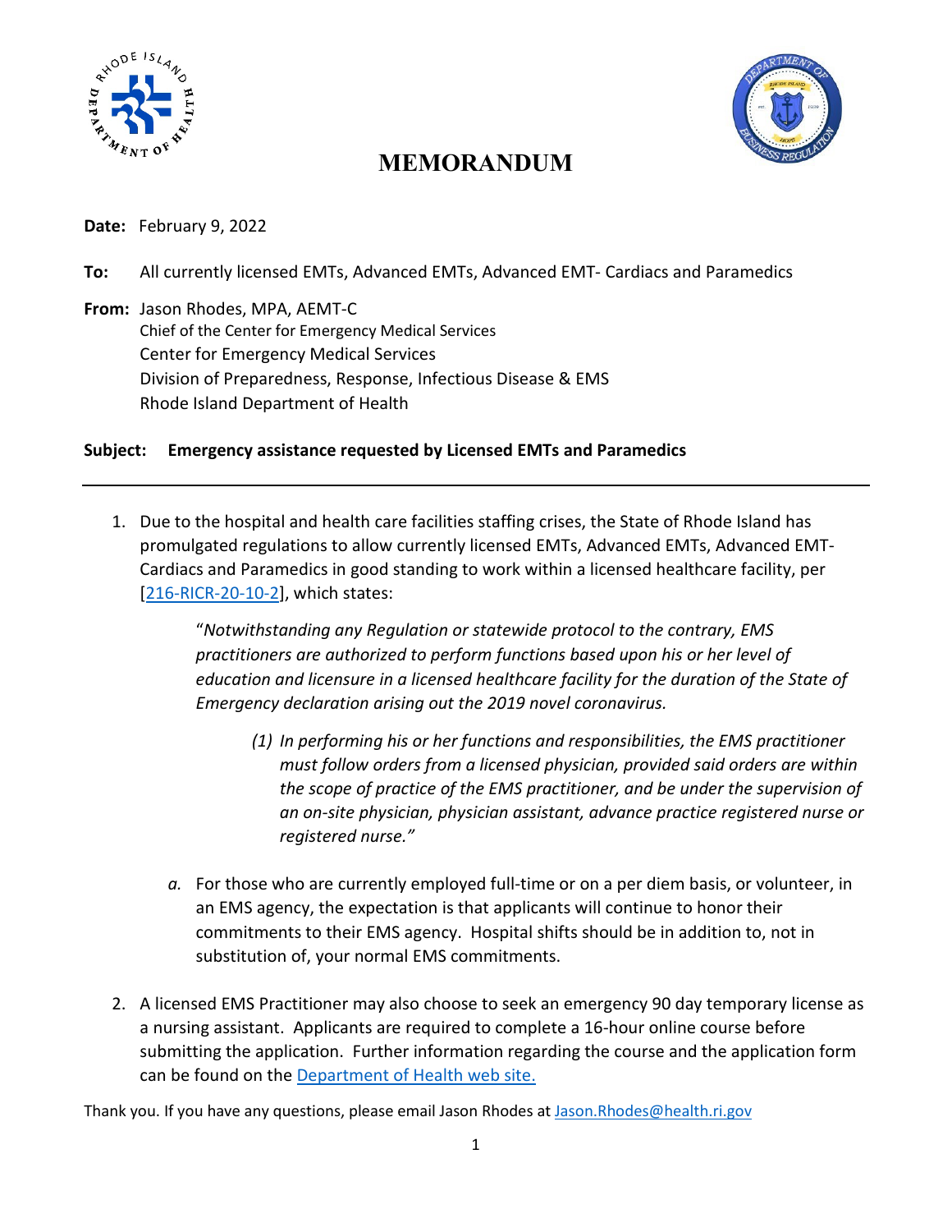# MEMORANDUM

**Date:** February 9, 2022

**To:** All currently licensed EMTs, Advanced EMTs, Advanced EMT- Cardiacs and Paramedics

**From:** Jason Rhodes, MPA, AEMT-C
Chief of the Center for Emergency Medical Services
Center for Emergency Medical Services
Division of Preparedness, Response, Infectious Disease & EMS
Rhode Island Department of Health

**Subject: Emergency assistance requested by Licensed EMTs and Paramedics**

---

1. Due to the hospital and health care facilities staffing crises, the State of Rhode Island has promulgated regulations to allow currently licensed EMTs, Advanced EMTs, Advanced EMT-Cardiacs and Paramedics in good standing to work within a licensed healthcare facility, per [216-RICR-20-10-2], which states:

   > "*Notwithstanding any Regulation or statewide protocol to the contrary, EMS practitioners are authorized to perform functions based upon his or her level of education and licensure in a licensed healthcare facility for the duration of the State of Emergency declaration arising out the 2019 novel coronavirus.*
   >
   > *(1) In performing his or her functions and responsibilities, the EMS practitioner must follow orders from a licensed physician, provided said orders are within the scope of practice of the EMS practitioner, and be under the supervision of an on-site physician, physician assistant, advance practice registered nurse or registered nurse."*

   *a.* For those who are currently employed full-time or on a per diem basis, or volunteer, in an EMS agency, the expectation is that applicants will continue to honor their commitments to their EMS agency. Hospital shifts should be in addition to, not in substitution of, your normal EMS commitments.

2. A licensed EMS Practitioner may also choose to seek an emergency 90 day temporary license as a nursing assistant. Applicants are required to complete a 16-hour online course before submitting the application. Further information regarding the course and the application form can be found on the Department of Health web site.

Thank you. If you have any questions, please email Jason Rhodes at Jason.Rhodes@health.ri.gov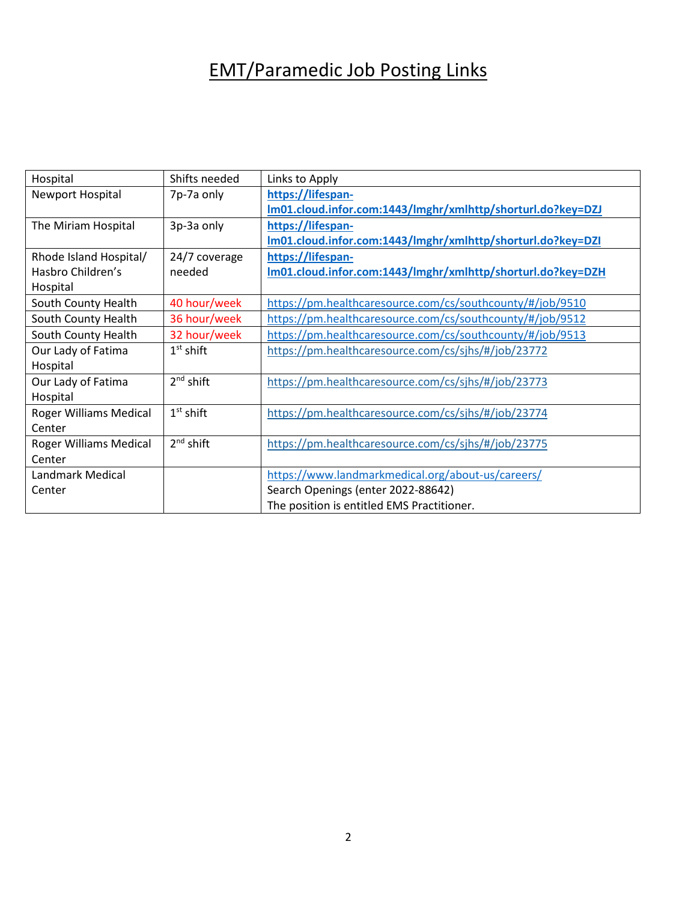# EMT/Paramedic Job Posting Links

| Hospital | Shifts needed | Links to Apply |
| --- | --- | --- |
| Newport Hospital | 7p-7a only | **https://lifespan-lm01.cloud.infor.com:1443/lmghr/xmlhttp/shorturl.do?key=DZJ** |
| The Miriam Hospital | 3p-3a only | **https://lifespan-lm01.cloud.infor.com:1443/lmghr/xmlhttp/shorturl.do?key=DZI** |
| Rhode Island Hospital/ Hasbro Children's Hospital | 24/7 coverage needed | **https://lifespan-lm01.cloud.infor.com:1443/lmghr/xmlhttp/shorturl.do?key=DZH** |
| South County Health | 40 hour/week | https://pm.healthcaresource.com/cs/southcounty/#/job/9510 |
| South County Health | 36 hour/week | https://pm.healthcaresource.com/cs/southcounty/#/job/9512 |
| South County Health | 32 hour/week | https://pm.healthcaresource.com/cs/southcounty/#/job/9513 |
| Our Lady of Fatima Hospital | 1st shift | https://pm.healthcaresource.com/cs/sjhs/#/job/23772 |
| Our Lady of Fatima Hospital | 2nd shift | https://pm.healthcaresource.com/cs/sjhs/#/job/23773 |
| Roger Williams Medical Center | 1st shift | https://pm.healthcaresource.com/cs/sjhs/#/job/23774 |
| Roger Williams Medical Center | 2nd shift | https://pm.healthcaresource.com/cs/sjhs/#/job/23775 |
| Landmark Medical Center | | https://www.landmarkmedical.org/about-us/careers/ Search Openings (enter 2022-88642) The position is entitled EMS Practitioner. |